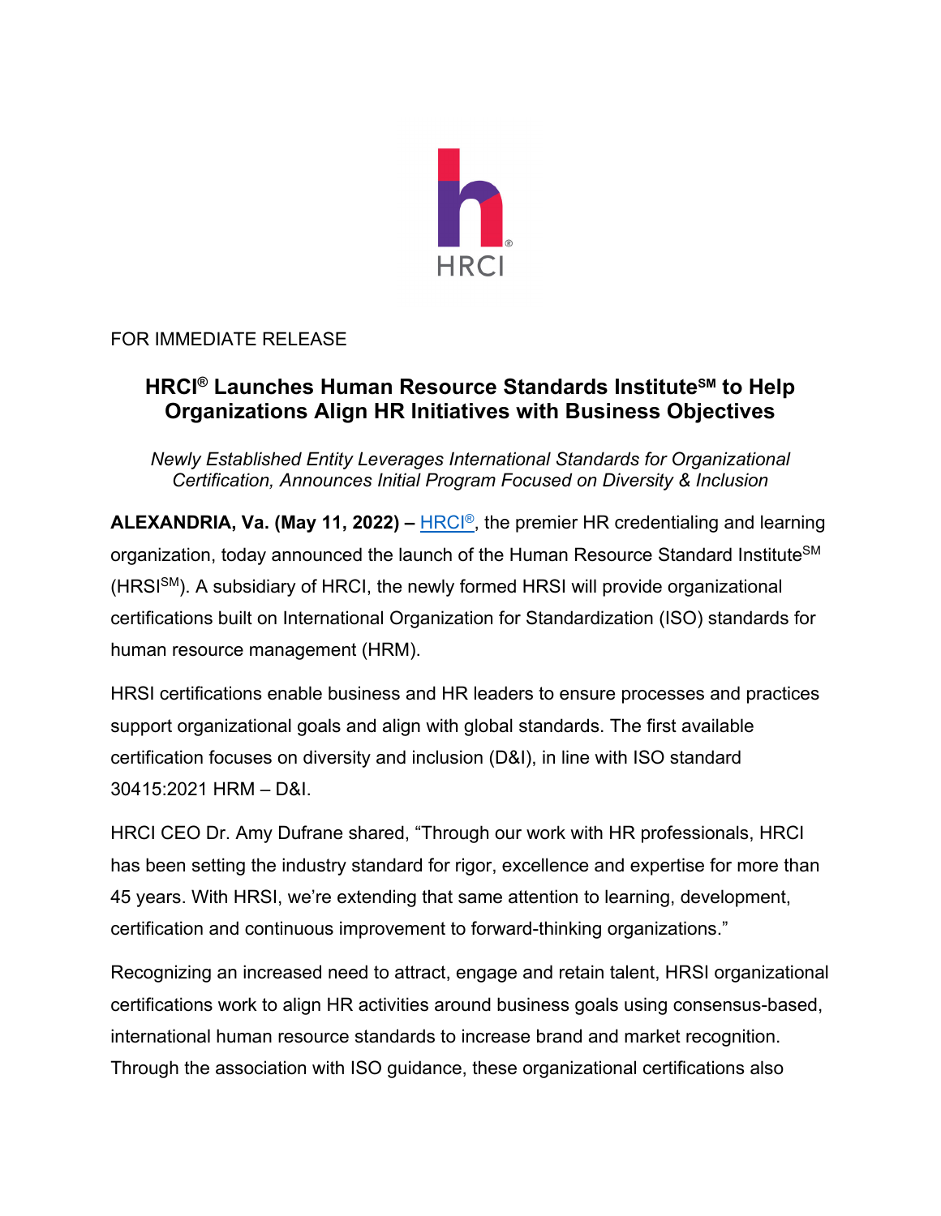FOR IMMEDIATE RELEASE

# HRCI® Launches Human Resource Standards Institute℠ to Help Organizations Align HR Initiatives with Business Objectives

*Newly Established Entity Leverages International Standards for Organizational Certification, Announces Initial Program Focused on Diversity & Inclusion*

**ALEXANDRIA, Va. (May 11, 2022) –** HRCI®, the premier HR credentialing and learning organization, today announced the launch of the Human Resource Standard Institute℠ (HRSI℠). A subsidiary of HRCI, the newly formed HRSI will provide organizational certifications built on International Organization for Standardization (ISO) standards for human resource management (HRM).

HRSI certifications enable business and HR leaders to ensure processes and practices support organizational goals and align with global standards. The first available certification focuses on diversity and inclusion (D&I), in line with ISO standard 30415:2021 HRM – D&I.

HRCI CEO Dr. Amy Dufrane shared, "Through our work with HR professionals, HRCI has been setting the industry standard for rigor, excellence and expertise for more than 45 years. With HRSI, we're extending that same attention to learning, development, certification and continuous improvement to forward-thinking organizations."

Recognizing an increased need to attract, engage and retain talent, HRSI organizational certifications work to align HR activities around business goals using consensus-based, international human resource standards to increase brand and market recognition. Through the association with ISO guidance, these organizational certifications also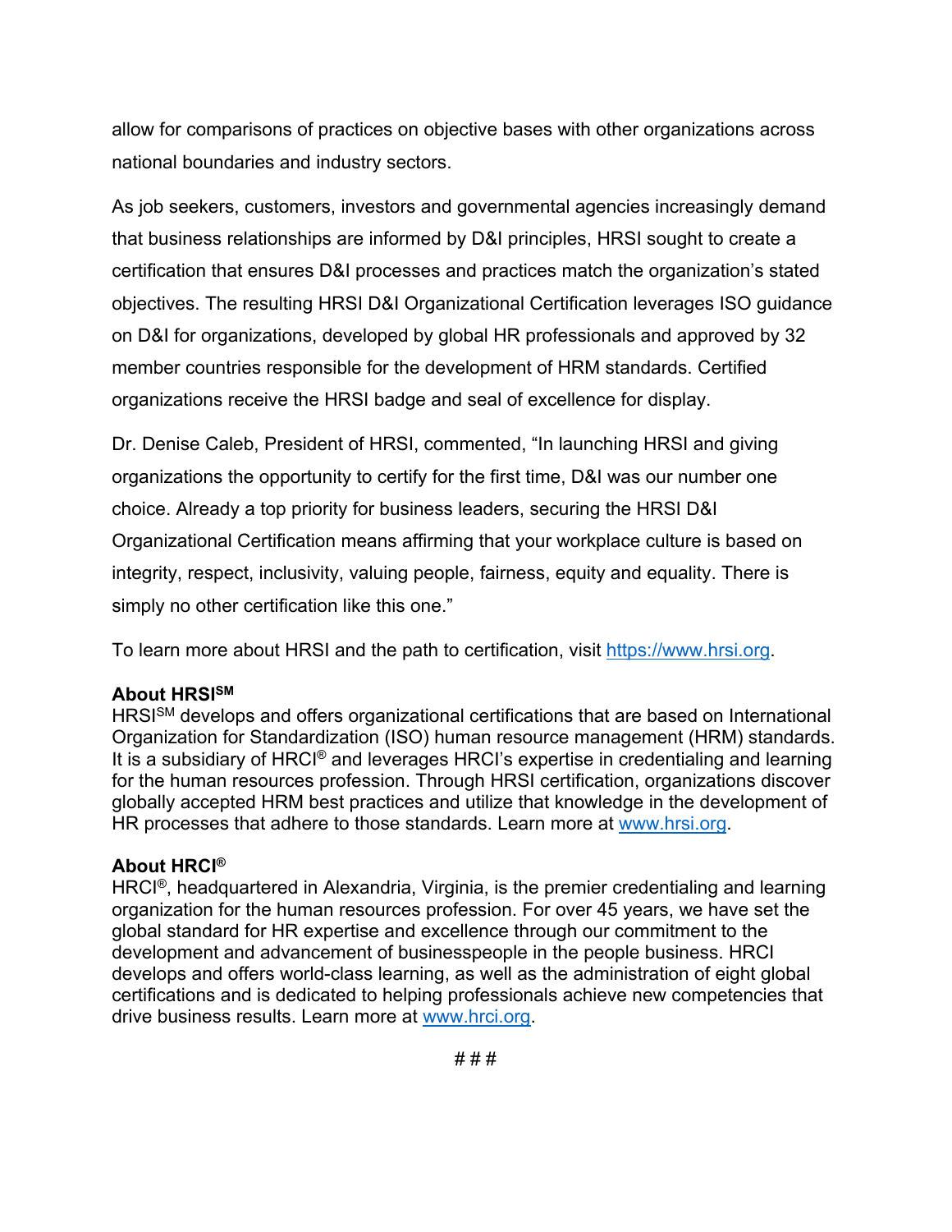allow for comparisons of practices on objective bases with other organizations across national boundaries and industry sectors.

As job seekers, customers, investors and governmental agencies increasingly demand that business relationships are informed by D&I principles, HRSI sought to create a certification that ensures D&I processes and practices match the organization's stated objectives. The resulting HRSI D&I Organizational Certification leverages ISO guidance on D&I for organizations, developed by global HR professionals and approved by 32 member countries responsible for the development of HRM standards. Certified organizations receive the HRSI badge and seal of excellence for display.

Dr. Denise Caleb, President of HRSI, commented, "In launching HRSI and giving organizations the opportunity to certify for the first time, D&I was our number one choice. Already a top priority for business leaders, securing the HRSI D&I Organizational Certification means affirming that your workplace culture is based on integrity, respect, inclusivity, valuing people, fairness, equity and equality. There is simply no other certification like this one."

To learn more about HRSI and the path to certification, visit [https://www.hrsi.org](https://www.hrsi.org).

**About HRSI℠**
HRSI℠ develops and offers organizational certifications that are based on International Organization for Standardization (ISO) human resource management (HRM) standards. It is a subsidiary of HRCI® and leverages HRCI's expertise in credentialing and learning for the human resources profession. Through HRSI certification, organizations discover globally accepted HRM best practices and utilize that knowledge in the development of HR processes that adhere to those standards. Learn more at [www.hrsi.org](http://www.hrsi.org).

**About HRCI®**
HRCI®, headquartered in Alexandria, Virginia, is the premier credentialing and learning organization for the human resources profession. For over 45 years, we have set the global standard for HR expertise and excellence through our commitment to the development and advancement of businesspeople in the people business. HRCI develops and offers world-class learning, as well as the administration of eight global certifications and is dedicated to helping professionals achieve new competencies that drive business results. Learn more at [www.hrci.org](http://www.hrci.org).

# # #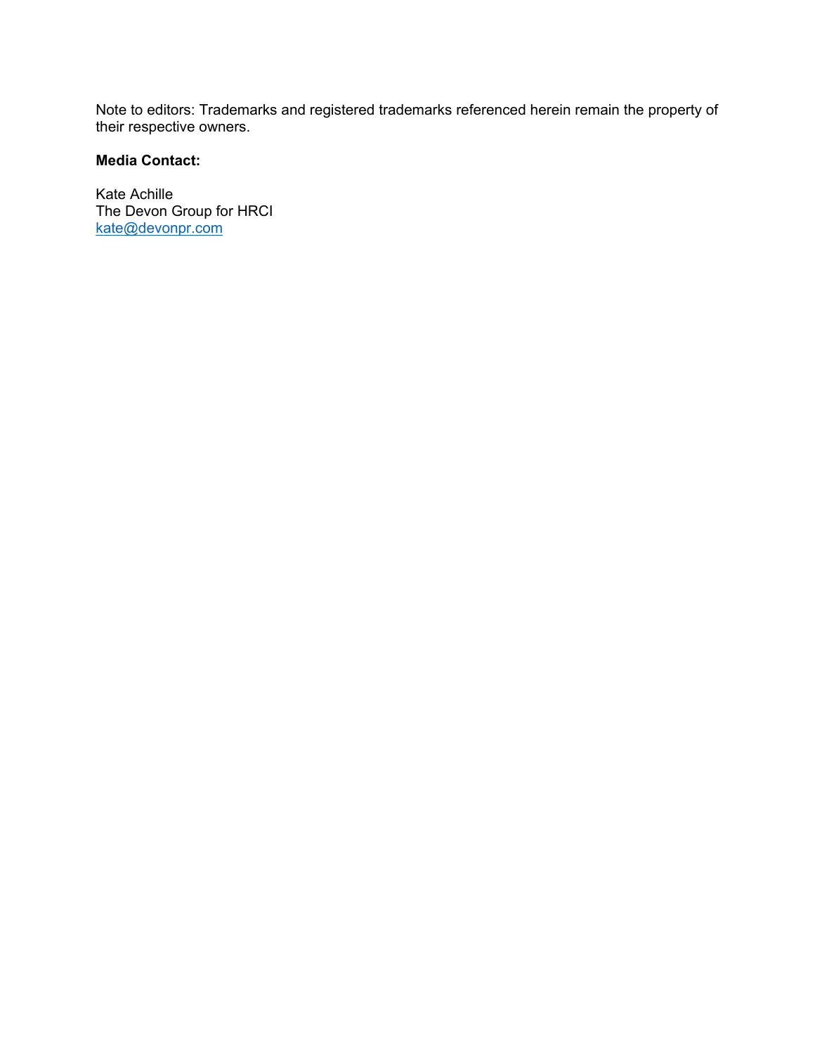Note to editors: Trademarks and registered trademarks referenced herein remain the property of their respective owners.

**Media Contact:**

Kate Achille
The Devon Group for HRCI
kate@devonpr.com